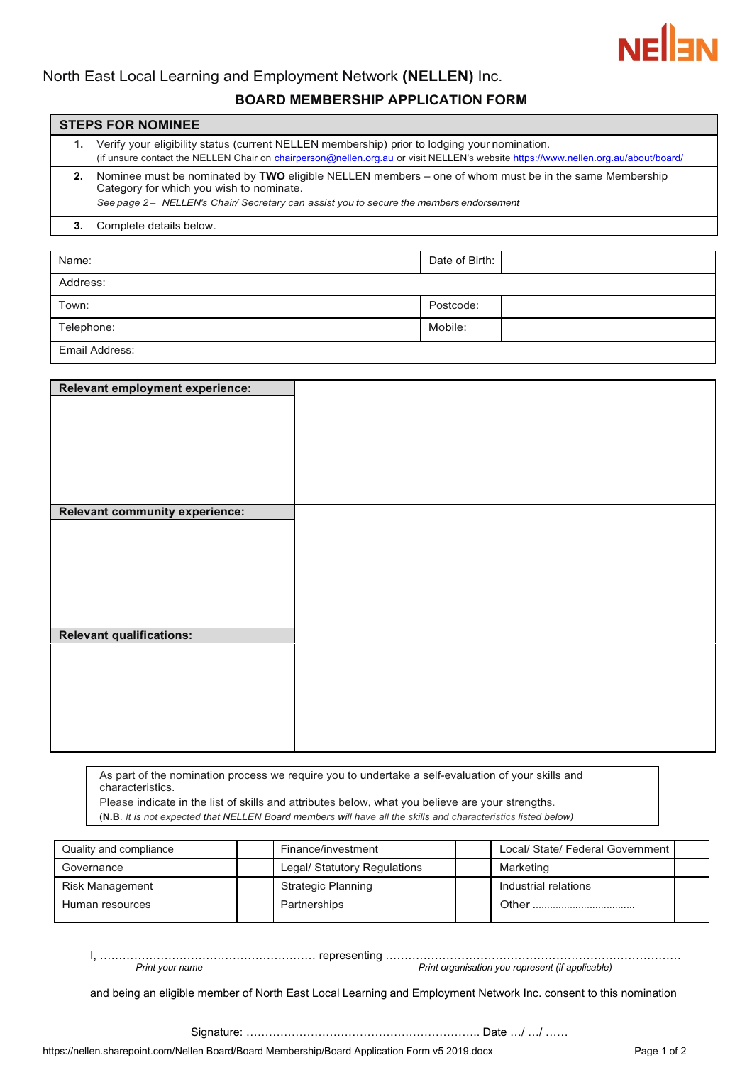NELLEN

North East Local Learning and Employment Network **(NELLEN)** Inc.

## BOARD MEMBERSHIP APPLICATION FORM

| STEPS FOR NOMINEE | |
|---|---|
| **1.** | Verify your eligibility status (current NELLEN membership) prior to lodging your nomination. (if unsure contact the NELLEN Chair on chairperson@nellen.org.au or visit NELLEN's website https://www.nellen.org.au/about/board/ |
| **2.** | Nominee must be nominated by **TWO** eligible NELLEN members – one of whom must be in the same Membership Category for which you wish to nominate. *See page 2 – NELLEN's Chair/ Secretary can assist you to secure the members endorsement* |
| **3.** | Complete details below. |

| | | | |
|---|---|---|---|
| Name: | | Date of Birth: | |
| Address: | | | |
| Town: | | Postcode: | |
| Telephone: | | Mobile: | |
| Email Address: | | | |

| | |
|---|---|
| **Relevant employment experience:** | |
| **Relevant community experience:** | |
| **Relevant qualifications:** | |

As part of the nomination process we require you to undertake a self-evaluation of your skills and characteristics.
Please indicate in the list of skills and attributes below, what you believe are your strengths.
(**N.B**. *It is not expected that NELLEN Board members will have all the skills and characteristics listed below)*

| | | | | | |
|---|---|---|---|---|---|
| Quality and compliance | | Finance/investment | | Local/ State/ Federal Government | |
| Governance | | Legal/ Statutory Regulations | | Marketing | |
| Risk Management | | Strategic Planning | | Industrial relations | |
| Human resources | | Partnerships | | Other .................................. | |

I, ……………………………………………… representing ………………………………………………………………
*Print your name* *Print organisation you represent (if applicable)*

and being an eligible member of North East Local Learning and Employment Network Inc. consent to this nomination

Signature: ………………………………………………….. Date …/ …/ ……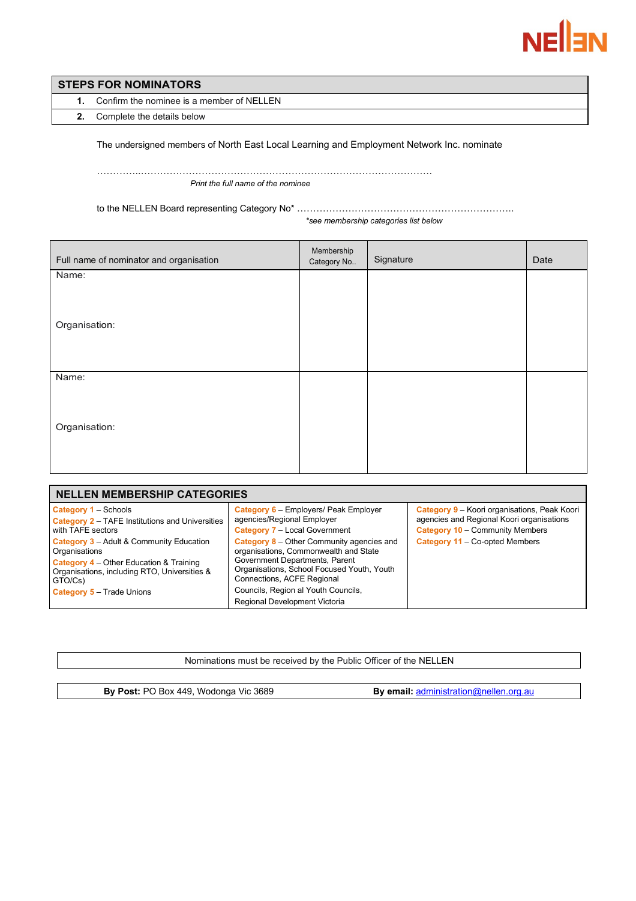NELLEN

| STEPS FOR NOMINATORS | |
|---|---|
| **1.** | Confirm the nominee is a member of NELLEN |
| **2.** | Complete the details below |

The undersigned members of North East Local Learning and Employment Network Inc. nominate

……………..………………………………………………………………………………

*Print the full name of the nominee*

to the NELLEN Board representing Category No* …………………………………………………………..

*\*see membership categories list below*

| Full name of nominator and organisation | Membership Category No.. | Signature | Date |
|---|---|---|---|
| Name:<br><br>Organisation: | | | |
| Name:<br><br>Organisation: | | | |

## NELLEN MEMBERSHIP CATEGORIES

**Category 1** – Schools

**Category 2** – TAFE Institutions and Universities with TAFE sectors

**Category 3** – Adult & Community Education Organisations

**Category 4** – Other Education & Training Organisations, including RTO, Universities & GTO/Cs)

**Category 5** – Trade Unions

**Category 6** – Employers/ Peak Employer agencies/Regional Employer

**Category 7** – Local Government

**Category 8** – Other Community agencies and organisations, Commonwealth and State Government Departments, Parent Organisations, School Focused Youth, Youth Connections, ACFE Regional Councils, Region al Youth Councils, Regional Development Victoria

**Category 9** – Koori organisations, Peak Koori agencies and Regional Koori organisations

**Category 10** – Community Members

**Category 11** – Co-opted Members

Nominations must be received by the Public Officer of the NELLEN

**By Post:** PO Box 449, Wodonga Vic 3689 **By email:** administration@nellen.org.au